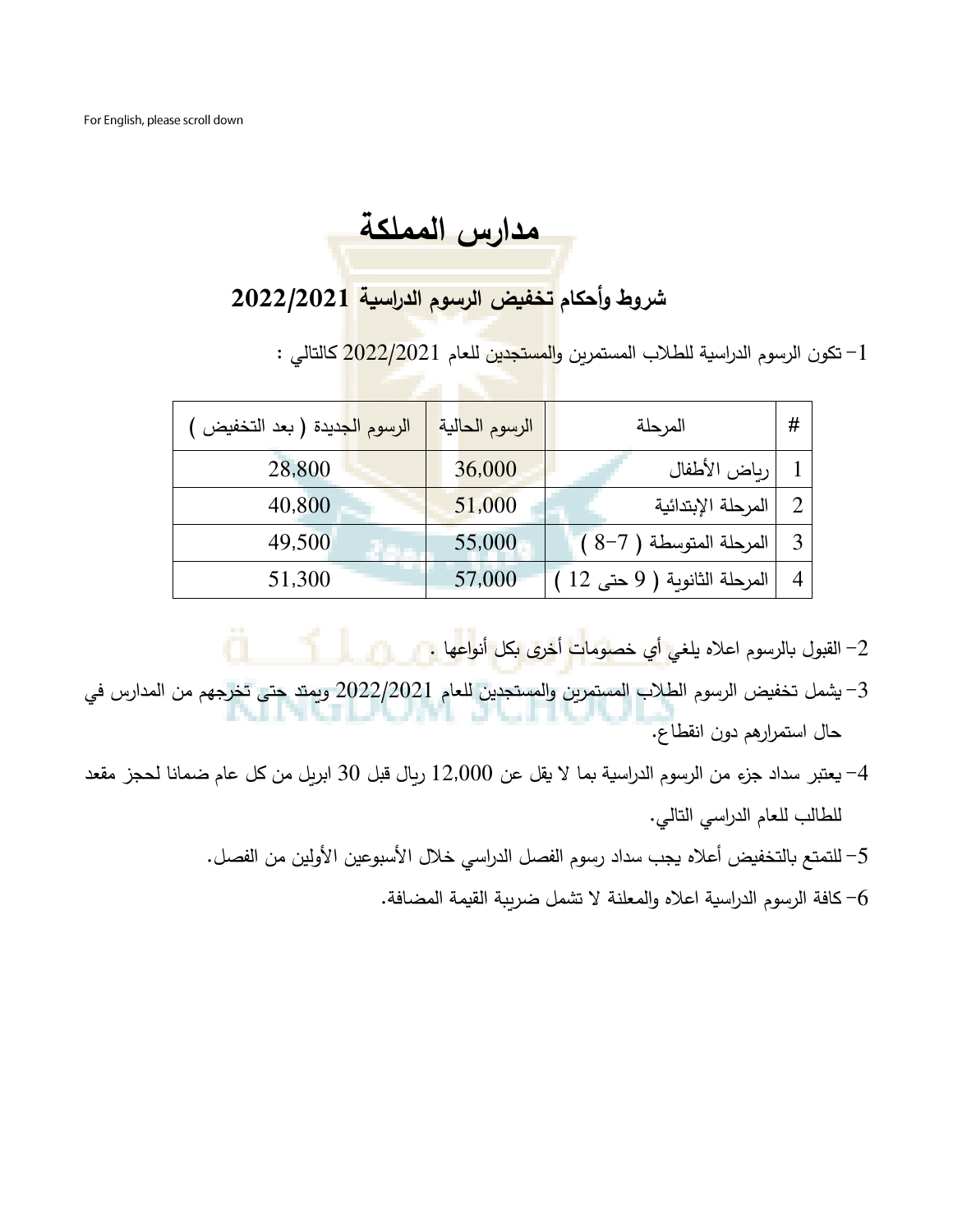For English, please scroll down

# مدارس المملكة

## شروط وأحكام تخفيض الرسوم الدراسية 2022/2021

1- تكون الرسوم الدراسية للطلاب المستمرين والمستجدين للعام 2022/2021 كالتالي :

| # | المرحلة | الرسوم الحالية | الرسوم الجديدة ( بعد التخفيض ) |
|---|---|---|---|
| 1 | رياض الأطفال | 36,000 | 28,800 |
| 2 | المرحلة الإبتدائية | 51,000 | 40,800 |
| 3 | المرحلة المتوسطة ( 7-8 ) | 55,000 | 49,500 |
| 4 | المرحلة الثانوية ( 9 حتى 12 ) | 57,000 | 51,300 |

2- القبول بالرسوم اعلاه يلغي أي خصومات أخرى بكل أنواعها .

3- يشمل تخفيض الرسوم الطلاب المستمرين والمستجدين للعام 2022/2021 ويمتد حتى تخرجهم من المدارس في حال استمرارهم دون انقطاع.

4- يعتبر سداد جزء من الرسوم الدراسية بما لا يقل عن 12,000 ريال قبل 30 ابريل من كل عام ضمانا لحجز مقعد للطالب للعام الدراسي التالي.

5- للتمتع بالتخفيض أعلاه يجب سداد رسوم الفصل الدراسي خلال الأسبوعين الأولين من الفصل.

6- كافة الرسوم الدراسية اعلاه والمعلنة لا تشمل ضريبة القيمة المضافة.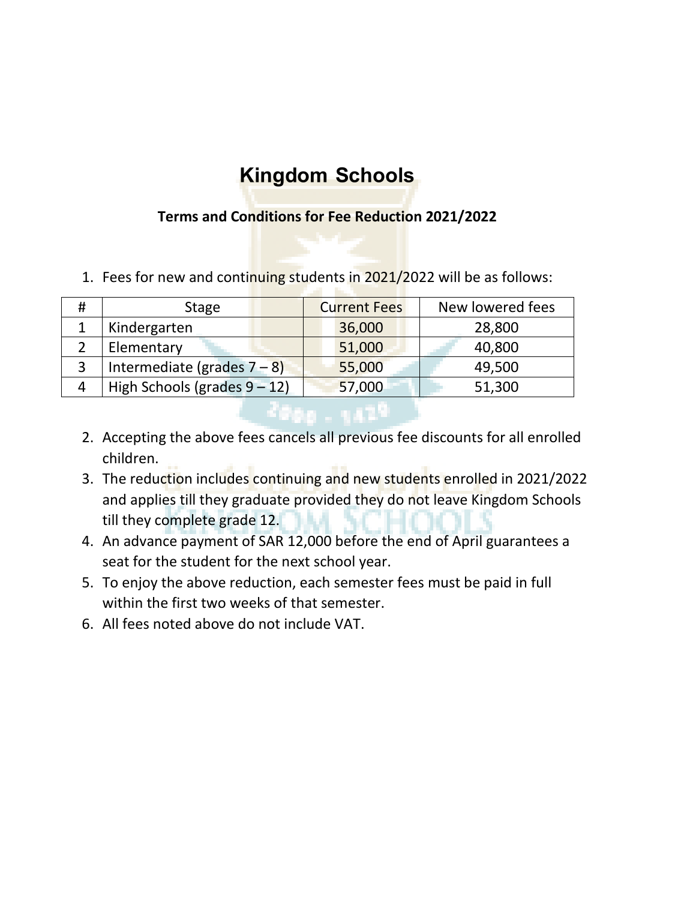# Kingdom Schools

### Terms and Conditions for Fee Reduction 2021/2022

1. Fees for new and continuing students in 2021/2022 will be as follows:

| # | Stage | Current Fees | New lowered fees |
|---|---|---|---|
| 1 | Kindergarten | 36,000 | 28,800 |
| 2 | Elementary | 51,000 | 40,800 |
| 3 | Intermediate (grades 7 – 8) | 55,000 | 49,500 |
| 4 | High Schools (grades 9 – 12) | 57,000 | 51,300 |

2. Accepting the above fees cancels all previous fee discounts for all enrolled children.
3. The reduction includes continuing and new students enrolled in 2021/2022 and applies till they graduate provided they do not leave Kingdom Schools till they complete grade 12.
4. An advance payment of SAR 12,000 before the end of April guarantees a seat for the student for the next school year.
5. To enjoy the above reduction, each semester fees must be paid in full within the first two weeks of that semester.
6. All fees noted above do not include VAT.